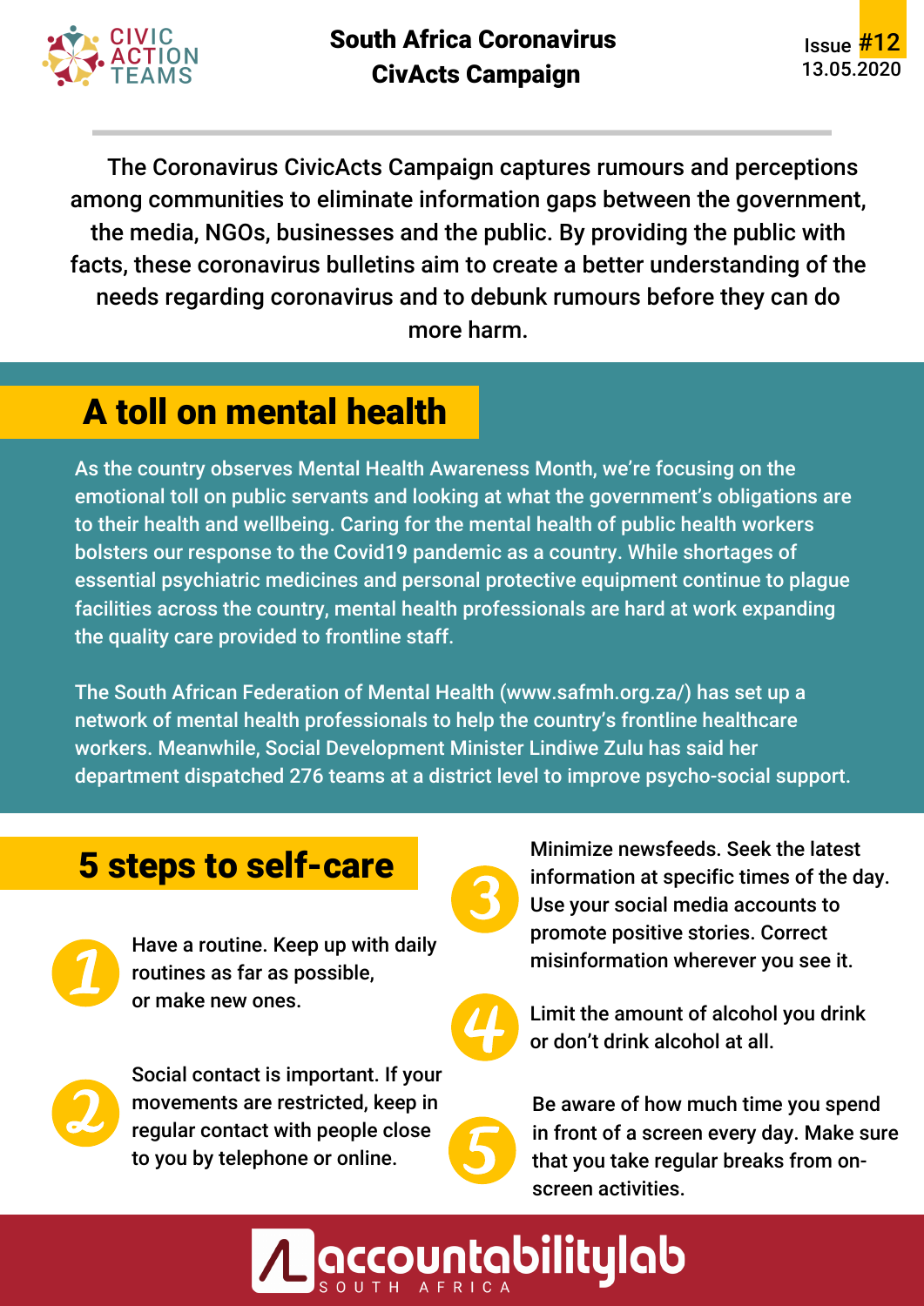CIVIC ACTION TEAMS

# South Africa Coronavirus CivActs Campaign

Issue #12
13.05.2020

The Coronavirus CivicActs Campaign captures rumours and perceptions among communities to eliminate information gaps between the government, the media, NGOs, businesses and the public. By providing the public with facts, these coronavirus bulletins aim to create a better understanding of the needs regarding coronavirus and to debunk rumours before they can do more harm.

## A toll on mental health

As the country observes Mental Health Awareness Month, we're focusing on the emotional toll on public servants and looking at what the government's obligations are to their health and wellbeing. Caring for the mental health of public health workers bolsters our response to the Covid19 pandemic as a country. While shortages of essential psychiatric medicines and personal protective equipment continue to plague facilities across the country, mental health professionals are hard at work expanding the quality care provided to frontline staff.

The South African Federation of Mental Health (www.safmh.org.za/) has set up a network of mental health professionals to help the country's frontline healthcare workers. Meanwhile, Social Development Minister Lindiwe Zulu has said her department dispatched 276 teams at a district level to improve psycho-social support.

## 5 steps to self-care

1. Have a routine. Keep up with daily routines as far as possible, or make new ones.
2. Social contact is important. If your movements are restricted, keep in regular contact with people close to you by telephone or online.
3. Minimize newsfeeds. Seek the latest information at specific times of the day. Use your social media accounts to promote positive stories. Correct misinformation wherever you see it.
4. Limit the amount of alcohol you drink or don't drink alcohol at all.
5. Be aware of how much time you spend in front of a screen every day. Make sure that you take regular breaks from on-screen activities.

accountabilitylab SOUTH AFRICA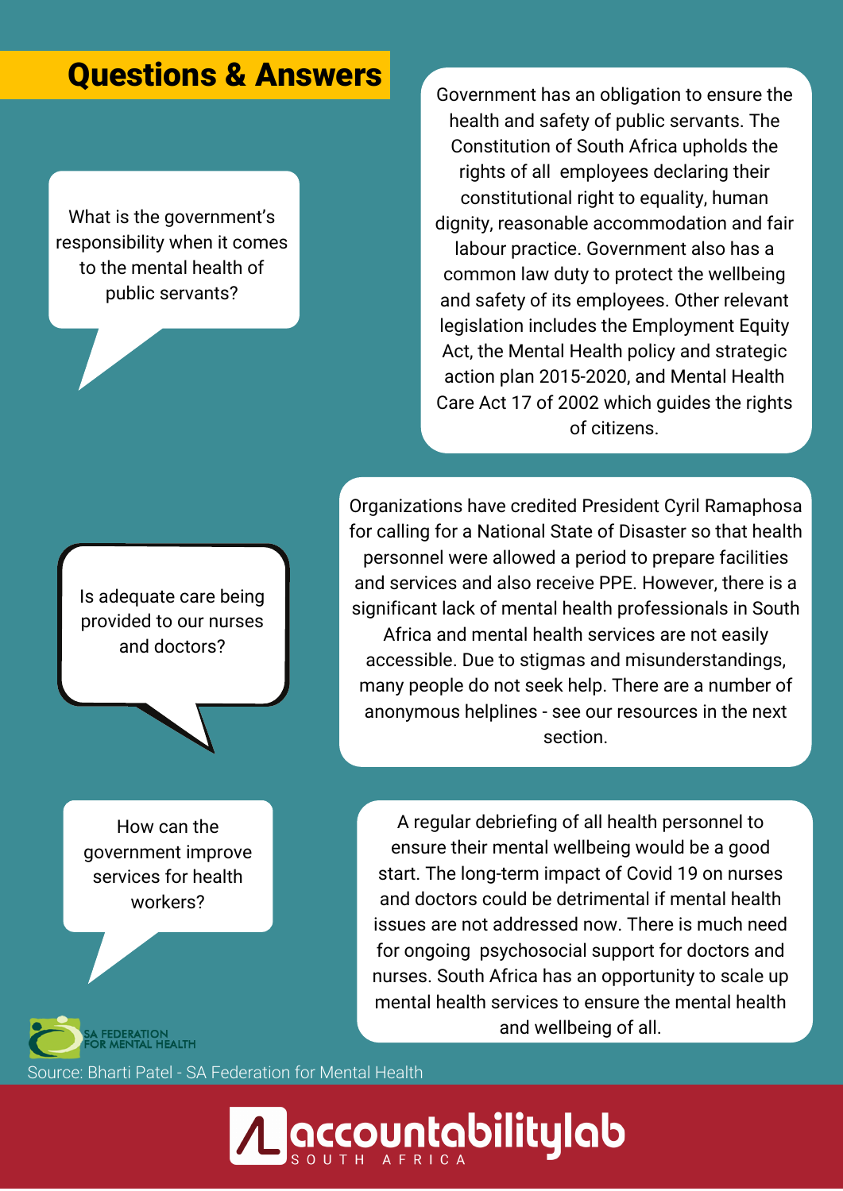## Questions & Answers

**What is the government's responsibility when it comes to the mental health of public servants?**

Government has an obligation to ensure the health and safety of public servants. The Constitution of South Africa upholds the rights of all employees declaring their constitutional right to equality, human dignity, reasonable accommodation and fair labour practice. Government also has a common law duty to protect the wellbeing and safety of its employees. Other relevant legislation includes the Employment Equity Act, the Mental Health policy and strategic action plan 2015-2020, and Mental Health Care Act 17 of 2002 which guides the rights of citizens.

**Is adequate care being provided to our nurses and doctors?**

Organizations have credited President Cyril Ramaphosa for calling for a National State of Disaster so that health personnel were allowed a period to prepare facilities and services and also receive PPE. However, there is a significant lack of mental health professionals in South Africa and mental health services are not easily accessible. Due to stigmas and misunderstandings, many people do not seek help. There are a number of anonymous helplines - see our resources in the next section.

**How can the government improve services for health workers?**

A regular debriefing of all health personnel to ensure their mental wellbeing would be a good start. The long-term impact of Covid 19 on nurses and doctors could be detrimental if mental health issues are not addressed now. There is much need for ongoing psychosocial support for doctors and nurses. South Africa has an opportunity to scale up mental health services to ensure the mental health and wellbeing of all.

SA FEDERATION FOR MENTAL HEALTH

Source: Bharti Patel - SA Federation for Mental Health

accountabilitylab SOUTH AFRICA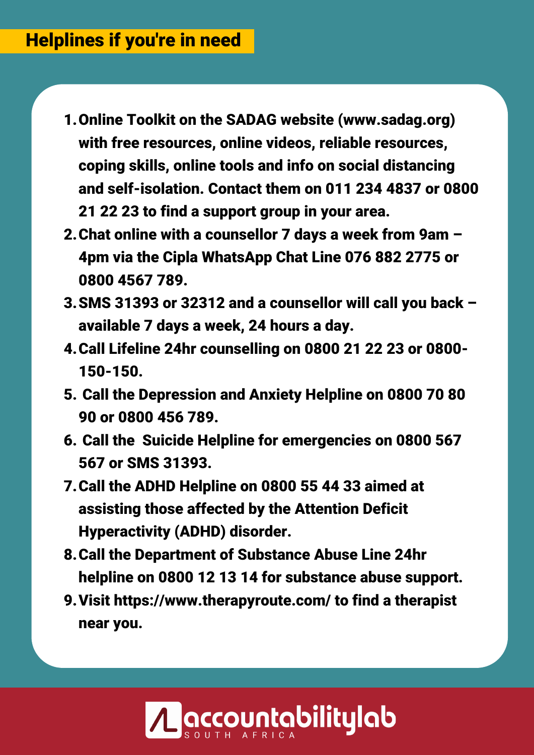## Helplines if you're in need

1. **Online Toolkit on the SADAG website (www.sadag.org) with free resources, online videos, reliable resources, coping skills, online tools and info on social distancing and self-isolation. Contact them on 011 234 4837 or 0800 21 22 23 to find a support group in your area.**
2. **Chat online with a counsellor 7 days a week from 9am – 4pm via the Cipla WhatsApp Chat Line 076 882 2775 or 0800 4567 789.**
3. **SMS 31393 or 32312 and a counsellor will call you back – available 7 days a week, 24 hours a day.**
4. **Call Lifeline 24hr counselling on 0800 21 22 23 or 0800-150-150.**
5. **Call the Depression and Anxiety Helpline on 0800 70 80 90 or 0800 456 789.**
6. **Call the Suicide Helpline for emergencies on 0800 567 567 or SMS 31393.**
7. **Call the ADHD Helpline on 0800 55 44 33 aimed at assisting those affected by the Attention Deficit Hyperactivity (ADHD) disorder.**
8. **Call the Department of Substance Abuse Line 24hr helpline on 0800 12 13 14 for substance abuse support.**
9. **Visit https://www.therapyroute.com/ to find a therapist near you.**

accountabilitylab SOUTH AFRICA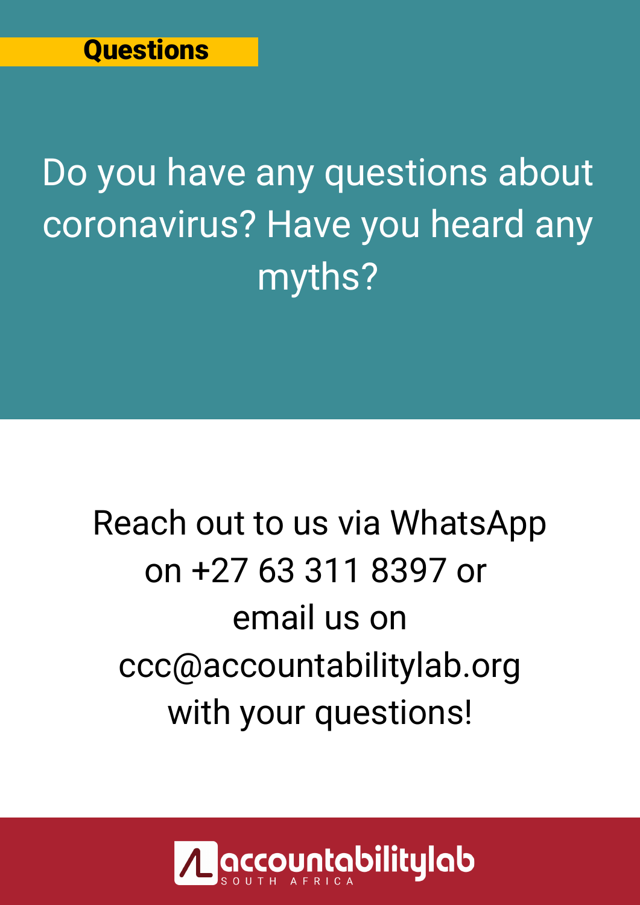**Questions**

Do you have any questions about coronavirus? Have you heard any myths?

Reach out to us via WhatsApp on +27 63 311 8397 or email us on ccc@accountabilitylab.org with your questions!

accountabilitylab SOUTH AFRICA